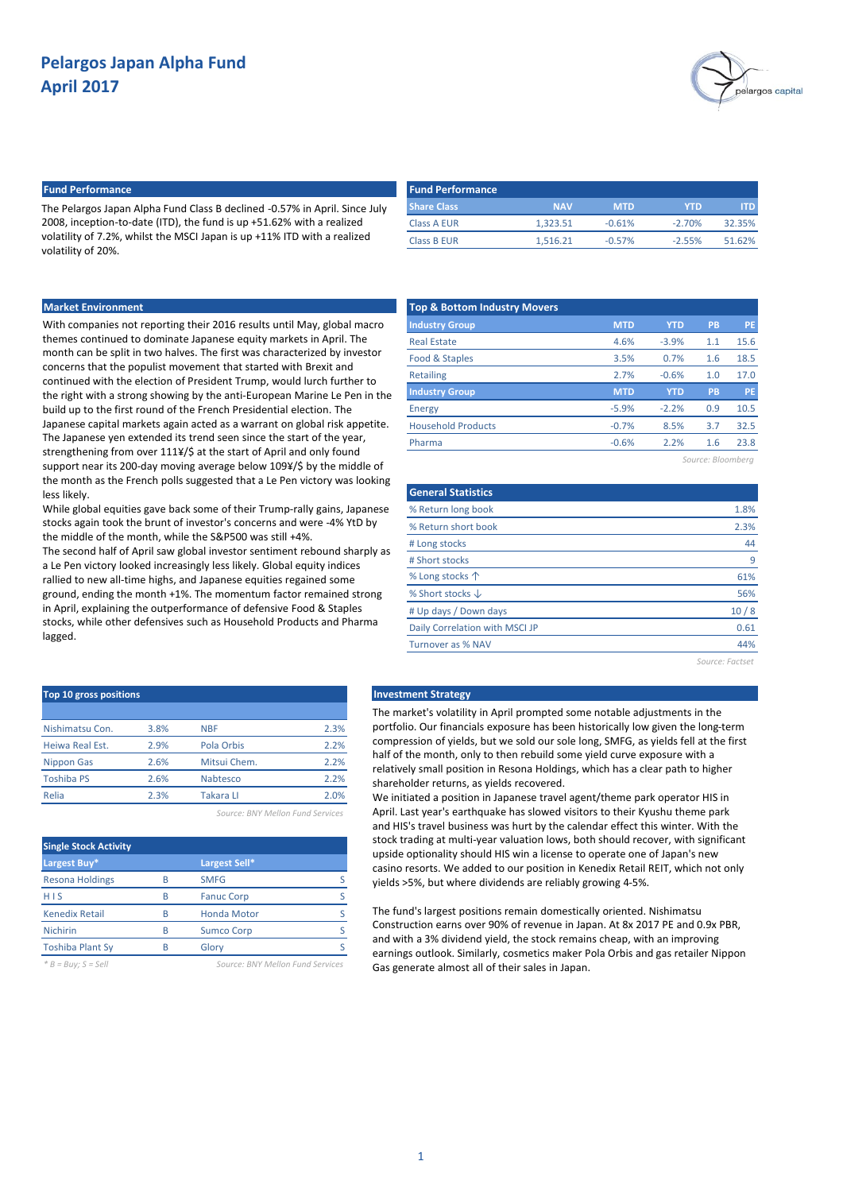# Pelargos Japan Alpha Fund
## April 2017

### Fund Performance

The Pelargos Japan Alpha Fund Class B declined -0.57% in April. Since July 2008, inception-to-date (ITD), the fund is up +51.62% with a realized volatility of 7.2%, whilst the MSCI Japan is up +11% ITD with a realized volatility of 20%.

**Fund Performance**

| Share Class | NAV | MTD | YTD | ITD |
|---|---|---|---|---|
| Class A EUR | 1,323.51 | -0.61% | -2.70% | 32.35% |
| Class B EUR | 1,516.21 | -0.57% | -2.55% | 51.62% |

### Market Environment

With companies not reporting their 2016 results until May, global macro themes continued to dominate Japanese equity markets in April. The month can be split in two halves. The first was characterized by investor concerns that the populist movement that started with Brexit and continued with the election of President Trump, would lurch further to the right with a strong showing by the anti-European Marine Le Pen in the build up to the first round of the French Presidential election. The Japanese capital markets again acted as a warrant on global risk appetite. The Japanese yen extended its trend seen since the start of the year, strengthening from over 111¥/$ at the start of April and only found support near its 200-day moving average below 109¥/$ by the middle of the month as the French polls suggested that a Le Pen victory was looking less likely.

While global equities gave back some of their Trump-rally gains, Japanese stocks again took the brunt of investor's concerns and were -4% YtD by the middle of the month, while the S&P500 was still +4%.

The second half of April saw global investor sentiment rebound sharply as a Le Pen victory looked increasingly less likely. Global equity indices rallied to new all-time highs, and Japanese equities regained some ground, ending the month +1%. The momentum factor remained strong in April, explaining the outperformance of defensive Food & Staples stocks, while other defensives such as Household Products and Pharma lagged.

**Top & Bottom Industry Movers**

| Industry Group | MTD | YTD | PB | PE |
|---|---|---|---|---|
| Real Estate | 4.6% | -3.9% | 1.1 | 15.6 |
| Food & Staples | 3.5% | 0.7% | 1.6 | 18.5 |
| Retailing | 2.7% | -0.6% | 1.0 | 17.0 |
| **Industry Group** | **MTD** | **YTD** | **PB** | **PE** |
| Energy | -5.9% | -2.2% | 0.9 | 10.5 |
| Household Products | -0.7% | 8.5% | 3.7 | 32.5 |
| Pharma | -0.6% | 2.2% | 1.6 | 23.8 |

*Source: Bloomberg*

**General Statistics**

| | |
|---|---|
| % Return long book | 1.8% |
| % Return short book | 2.3% |
| # Long stocks | 44 |
| # Short stocks | 9 |
| % Long stocks ↑ | 61% |
| % Short stocks ↓ | 56% |
| # Up days / Down days | 10 / 8 |
| Daily Correlation with MSCI JP | 0.61 |
| Turnover as % NAV | 44% |

*Source: Factset*

**Top 10 gross positions**

| | | | |
|---|---|---|---|
| Nishimatsu Con. | 3.8% | NBF | 2.3% |
| Heiwa Real Est. | 2.9% | Pola Orbis | 2.2% |
| Nippon Gas | 2.6% | Mitsui Chem. | 2.2% |
| Toshiba PS | 2.6% | Nabtesco | 2.2% |
| Relia | 2.3% | Takara LI | 2.0% |

*Source: BNY Mellon Fund Services*

**Single Stock Activity**

| Largest Buy* | | Largest Sell* | |
|---|---|---|---|
| Resona Holdings | B | SMFG | S |
| H I S | B | Fanuc Corp | S |
| Kenedix Retail | B | Honda Motor | S |
| Nichirin | B | Sumco Corp | S |
| Toshiba Plant Sy | B | Glory | S |

*\* B = Buy; S = Sell*

*Source: BNY Mellon Fund Services*

### Investment Strategy

The market's volatility in April prompted some notable adjustments in the portfolio. Our financials exposure has been historically low given the long-term compression of yields, but we sold our sole long, SMFG, as yields fell at the first half of the month, only to then rebuild some yield curve exposure with a relatively small position in Resona Holdings, which has a clear path to higher shareholder returns, as yields recovered.

We initiated a position in Japanese travel agent/theme park operator HIS in April. Last year's earthquake has slowed visitors to their Kyushu theme park and HIS's travel business was hurt by the calendar effect this winter. With the stock trading at multi-year valuation lows, both should recover, with significant upside optionality should HIS win a license to operate one of Japan's new casino resorts. We added to our position in Kenedix Retail REIT, which not only yields >5%, but where dividends are reliably growing 4-5%.

The fund's largest positions remain domestically oriented. Nishimatsu Construction earns over 90% of revenue in Japan. At 8x 2017 PE and 0.9x PBR, and with a 3% dividend yield, the stock remains cheap, with an improving earnings outlook. Similarly, cosmetics maker Pola Orbis and gas retailer Nippon Gas generate almost all of their sales in Japan.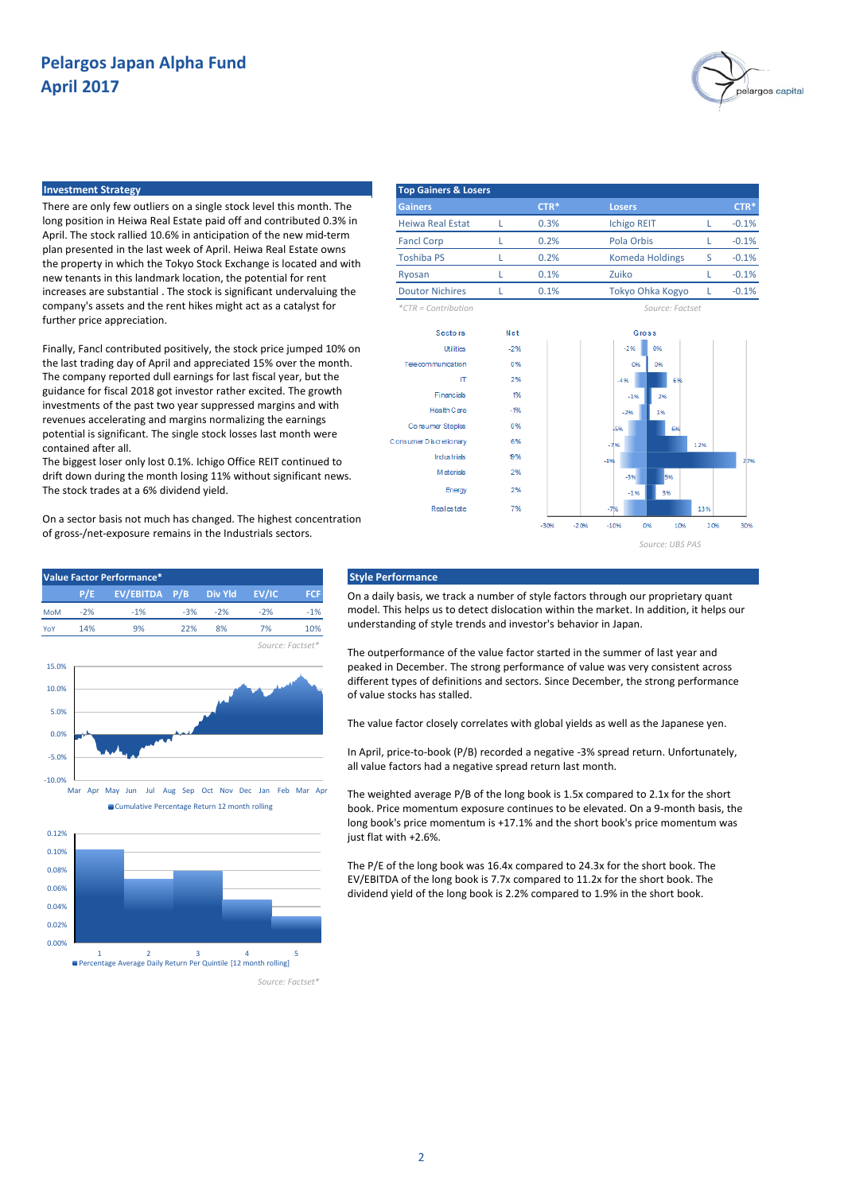# Pelargos Japan Alpha Fund
## April 2017

### Investment Strategy

There are only few outliers on a single stock level this month. The long position in Heiwa Real Estate paid off and contributed 0.3% in April. The stock rallied 10.6% in anticipation of the new mid-term plan presented in the last week of April. Heiwa Real Estate owns the property in which the Tokyo Stock Exchange is located and with new tenants in this landmark location, the potential for rent increases are substantial . The stock is significant undervaluing the company's assets and the rent hikes might act as a catalyst for further price appreciation.

Finally, Fancl contributed positively, the stock price jumped 10% on the last trading day of April and appreciated 15% over the month. The company reported dull earnings for last fiscal year, but the guidance for fiscal 2018 got investor rather excited. The growth investments of the past two year suppressed margins and with revenues accelerating and margins normalizing the earnings potential is significant. The single stock losses last month were contained after all.
The biggest loser only lost 0.1%. Ichigo Office REIT continued to drift down during the month losing 11% without significant news. The stock trades at a 6% dividend yield.

On a sector basis not much has changed. The highest concentration of gross-/net-exposure remains in the Industrials sectors.

### Top Gainers & Losers

| Gainers | | CTR* | Losers | | CTR* |
|---|---|---|---|---|---|
| Heiwa Real Estat | L | 0.3% | Ichigo REIT | L | -0.1% |
| Fancl Corp | L | 0.2% | Pola Orbis | L | -0.1% |
| Toshiba PS | L | 0.2% | Komeda Holdings | S | -0.1% |
| Ryosan | L | 0.1% | Zuiko | L | -0.1% |
| Doutor Nichires | L | 0.1% | Tokyo Ohka Kogyo | L | -0.1% |

*CTR = Contribution

Source: Factset

| Sectors | Net | Gross |
|---|---|---|
| Utilities | -2% | -2% / 0% |
| Telecommunication | 0% | 0% / 0% |
| IT | 2% | -4% / 6% |
| Financials | 1% | -1% / 2% |
| Health Care | -1% | -2% / 1% |
| Consumer Staples | 0% | -5% / 5% |
| Consumer Discretionary | 6% | -7% / 12% |
| Industrials | 19% | -8% / 27% |
| Materials | 2% | -3% / 5% |
| Energy | 2% | -1% / 3% |
| Real estate | 7% | -7% / 13% |

Source: UBS PAS

### Value Factor Performance*

| | P/E | EV/EBITDA | P/B | Div Yld | EV/IC | FCF |
|---|---|---|---|---|---|---|
| MoM | -2% | -1% | -3% | -2% | -2% | -1% |
| YoY | 14% | 9% | 22% | 8% | 7% | 10% |

Source: Factset*

Cumulative Percentage Return 12 month rolling

Percentage Average Daily Return Per Quintile [12 month rolling]

Source: Factset*

### Style Performance

On a daily basis, we track a number of style factors through our proprietary quant model. This helps us to detect dislocation within the market. In addition, it helps our understanding of style trends and investor's behavior in Japan.

The outperformance of the value factor started in the summer of last year and peaked in December. The strong performance of value was very consistent across different types of definitions and sectors. Since December, the strong performance of value stocks has stalled.

The value factor closely correlates with global yields as well as the Japanese yen.

In April, price-to-book (P/B) recorded a negative -3% spread return. Unfortunately, all value factors had a negative spread return last month.

The weighted average P/B of the long book is 1.5x compared to 2.1x for the short book. Price momentum exposure continues to be elevated. On a 9-month basis, the long book's price momentum is +17.1% and the short book's price momentum was just flat with +2.6%.

The P/E of the long book was 16.4x compared to 24.3x for the short book. The EV/EBITDA of the long book is 7.7x compared to 11.2x for the short book. The dividend yield of the long book is 2.2% compared to 1.9% in the short book.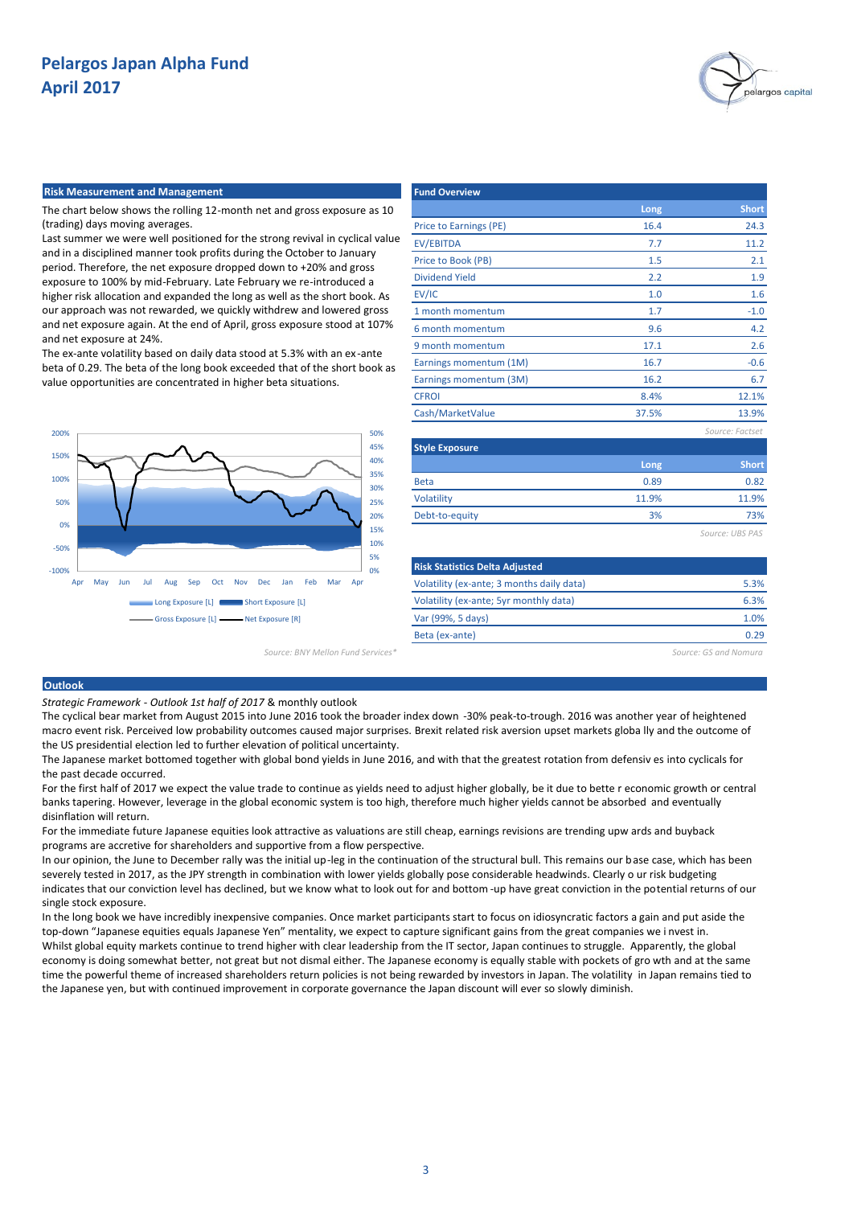# Pelargos Japan Alpha Fund
## April 2017

### Risk Measurement and Management

The chart below shows the rolling 12-month net and gross exposure as 10 (trading) days moving averages.

Last summer we were well positioned for the strong revival in cyclical value and in a disciplined manner took profits during the October to January period. Therefore, the net exposure dropped down to +20% and gross exposure to 100% by mid-February. Late February we re-introduced a higher risk allocation and expanded the long as well as the short book. As our approach was not rewarded, we quickly withdrew and lowered gross and net exposure again. At the end of April, gross exposure stood at 107% and net exposure at 24%.

The ex-ante volatility based on daily data stood at 5.3% with an ex-ante beta of 0.29. The beta of the long book exceeded that of the short book as value opportunities are concentrated in higher beta situations.

Long Exposure [L] | Short Exposure [L] | Gross Exposure [L] | Net Exposure [R]

*Source: BNY Mellon Fund Services\**

### Fund Overview

| | Long | Short |
|---|---|---|
| Price to Earnings (PE) | 16.4 | 24.3 |
| EV/EBITDA | 7.7 | 11.2 |
| Price to Book (PB) | 1.5 | 2.1 |
| Dividend Yield | 2.2 | 1.9 |
| EV/IC | 1.0 | 1.6 |
| 1 month momentum | 1.7 | -1.0 |
| 6 month momentum | 9.6 | 4.2 |
| 9 month momentum | 17.1 | 2.6 |
| Earnings momentum (1M) | 16.7 | -0.6 |
| Earnings momentum (3M) | 16.2 | 6.7 |
| CFROI | 8.4% | 12.1% |
| Cash/MarketValue | 37.5% | 13.9% |

*Source: Factset*

### Style Exposure

| | Long | Short |
|---|---|---|
| Beta | 0.89 | 0.82 |
| Volatility | 11.9% | 11.9% |
| Debt-to-equity | 3% | 73% |

*Source: UBS PAS*

### Risk Statistics Delta Adjusted

| | |
|---|---|
| Volatility (ex-ante; 3 months daily data) | 5.3% |
| Volatility (ex-ante; 5yr monthly data) | 6.3% |
| Var (99%, 5 days) | 1.0% |
| Beta (ex-ante) | 0.29 |

*Source: GS and Nomura*

### Outlook

*Strategic Framework - Outlook 1st half of 2017* & monthly outlook

The cyclical bear market from August 2015 into June 2016 took the broader index down -30% peak-to-trough. 2016 was another year of heightened macro event risk. Perceived low probability outcomes caused major surprises. Brexit related risk aversion upset markets globally and the outcome of the US presidential election led to further elevation of political uncertainty.

The Japanese market bottomed together with global bond yields in June 2016, and with that the greatest rotation from defensives into cyclicals for the past decade occurred.

For the first half of 2017 we expect the value trade to continue as yields need to adjust higher globally, be it due to better economic growth or central banks tapering. However, leverage in the global economic system is too high, therefore much higher yields cannot be absorbed and eventually disinflation will return.

For the immediate future Japanese equities look attractive as valuations are still cheap, earnings revisions are trending upwards and buyback programs are accretive for shareholders and supportive from a flow perspective.

In our opinion, the June to December rally was the initial up-leg in the continuation of the structural bull. This remains our base case, which has been severely tested in 2017, as the JPY strength in combination with lower yields globally pose considerable headwinds. Clearly our risk budgeting indicates that our conviction level has declined, but we know what to look out for and bottom-up have great conviction in the potential returns of our single stock exposure.

In the long book we have incredibly inexpensive companies. Once market participants start to focus on idiosyncratic factors again and put aside the top-down "Japanese equities equals Japanese Yen" mentality, we expect to capture significant gains from the great companies we invest in.

Whilst global equity markets continue to trend higher with clear leadership from the IT sector, Japan continues to struggle. Apparently, the global economy is doing somewhat better, not great but not dismal either. The Japanese economy is equally stable with pockets of growth and at the same time the powerful theme of increased shareholders return policies is not being rewarded by investors in Japan. The volatility in Japan remains tied to the Japanese yen, but with continued improvement in corporate governance the Japan discount will ever so slowly diminish.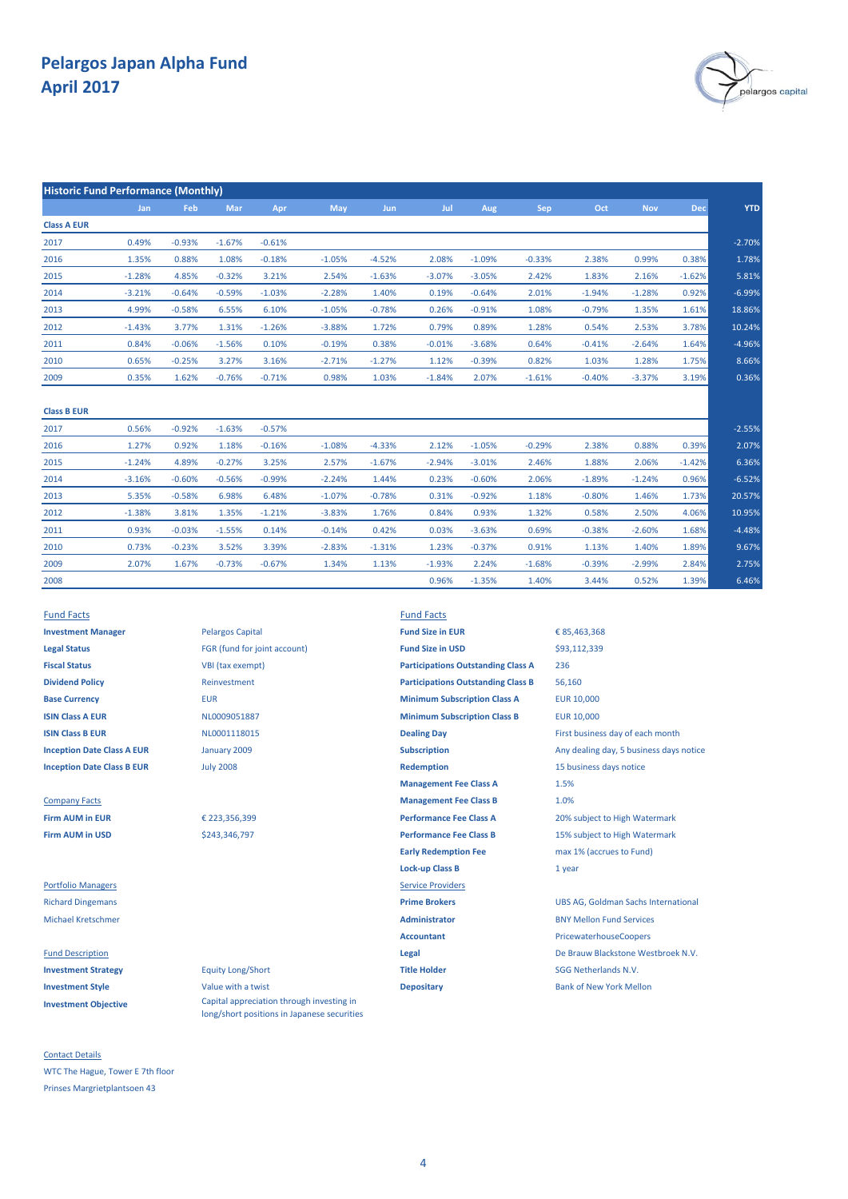# Pelargos Japan Alpha Fund
## April 2017

| Historic Fund Performance (Monthly) | Jan | Feb | Mar | Apr | May | Jun | Jul | Aug | Sep | Oct | Nov | Dec | YTD |
|---|---|---|---|---|---|---|---|---|---|---|---|---|---|
| **Class A EUR** | | | | | | | | | | | | | |
| 2017 | 0.49% | -0.93% | -1.67% | -0.61% | | | | | | | | | -2.70% |
| 2016 | 1.35% | 0.88% | 1.08% | -0.18% | -1.05% | -4.52% | 2.08% | -1.09% | -0.33% | 2.38% | 0.99% | 0.38% | 1.78% |
| 2015 | -1.28% | 4.85% | -0.32% | 3.21% | 2.54% | -1.63% | -3.07% | -3.05% | 2.42% | 1.83% | 2.16% | -1.62% | 5.81% |
| 2014 | -3.21% | -0.64% | -0.59% | -1.03% | -2.28% | 1.40% | 0.19% | -0.64% | 2.01% | -1.94% | -1.28% | 0.92% | -6.99% |
| 2013 | 4.99% | -0.58% | 6.55% | 6.10% | -1.05% | -0.78% | 0.26% | -0.91% | 1.08% | -0.79% | 1.35% | 1.61% | 18.86% |
| 2012 | -1.43% | 3.77% | 1.31% | -1.26% | -3.88% | 1.72% | 0.79% | 0.89% | 1.28% | 0.54% | 2.53% | 3.78% | 10.24% |
| 2011 | 0.84% | -0.06% | -1.56% | 0.10% | -0.19% | 0.38% | -0.01% | -3.68% | 0.64% | -0.41% | -2.64% | 1.64% | -4.96% |
| 2010 | 0.65% | -0.25% | 3.27% | 3.16% | -2.71% | -1.27% | 1.12% | -0.39% | 0.82% | 1.03% | 1.28% | 1.75% | 8.66% |
| 2009 | 0.35% | 1.62% | -0.76% | -0.71% | 0.98% | 1.03% | -1.84% | 2.07% | -1.61% | -0.40% | -3.37% | 3.19% | 0.36% |
| **Class B EUR** | | | | | | | | | | | | | |
| 2017 | 0.56% | -0.92% | -1.63% | -0.57% | | | | | | | | | -2.55% |
| 2016 | 1.27% | 0.92% | 1.18% | -0.16% | -1.08% | -4.33% | 2.12% | -1.05% | -0.29% | 2.38% | 0.88% | 0.39% | 2.07% |
| 2015 | -1.24% | 4.89% | -0.27% | 3.25% | 2.57% | -1.67% | -2.94% | -3.01% | 2.46% | 1.88% | 2.06% | -1.42% | 6.36% |
| 2014 | -3.16% | -0.60% | -0.56% | -0.99% | -2.24% | 1.44% | 0.23% | -0.60% | 2.06% | -1.89% | -1.24% | 0.96% | -6.52% |
| 2013 | 5.35% | -0.58% | 6.98% | 6.48% | -1.07% | -0.78% | 0.31% | -0.92% | 1.18% | -0.80% | 1.46% | 1.73% | 20.57% |
| 2012 | -1.38% | 3.81% | 1.35% | -1.21% | -3.83% | 1.76% | 0.84% | 0.93% | 1.32% | 0.58% | 2.50% | 4.06% | 10.95% |
| 2011 | 0.93% | -0.03% | -1.55% | 0.14% | -0.14% | 0.42% | 0.03% | -3.63% | 0.69% | -0.38% | -2.60% | 1.68% | -4.48% |
| 2010 | 0.73% | -0.23% | 3.52% | 3.39% | -2.83% | -1.31% | 1.23% | -0.37% | 0.91% | 1.13% | 1.40% | 1.89% | 9.67% |
| 2009 | 2.07% | 1.67% | -0.73% | -0.67% | 1.34% | 1.13% | -1.93% | 2.24% | -1.68% | -0.39% | -2.99% | 2.84% | 2.75% |
| 2008 | | | | | | | 0.96% | -1.35% | 1.40% | 3.44% | 0.52% | 1.39% | 6.46% |

### Fund Facts

| | |
|---|---|
| **Investment Manager** | Pelargos Capital |
| **Legal Status** | FGR (fund for joint account) |
| **Fiscal Status** | VBI (tax exempt) |
| **Dividend Policy** | Reinvestment |
| **Base Currency** | EUR |
| **ISIN Class A EUR** | NL0009051887 |
| **ISIN Class B EUR** | NL0001118015 |
| **Inception Date Class A EUR** | January 2009 |
| **Inception Date Class B EUR** | July 2008 |

### Company Facts

| | |
|---|---|
| **Firm AUM in EUR** | € 223,356,399 |
| **Firm AUM in USD** | $243,346,797 |

### Portfolio Managers

Richard Dingemans

Michael Kretschmer

### Fund Description

| | |
|---|---|
| **Investment Strategy** | Equity Long/Short |
| **Investment Style** | Value with a twist |
| **Investment Objective** | Capital appreciation through investing in long/short positions in Japanese securities |

### Fund Facts

| | |
|---|---|
| **Fund Size in EUR** | € 85,463,368 |
| **Fund Size in USD** | $93,112,339 |
| **Participations Outstanding Class A** | 236 |
| **Participations Outstanding Class B** | 56,160 |
| **Minimum Subscription Class A** | EUR 10,000 |
| **Minimum Subscription Class B** | EUR 10,000 |
| **Dealing Day** | First business day of each month |
| **Subscription** | Any dealing day, 5 business days notice |
| **Redemption** | 15 business days notice |
| **Management Fee Class A** | 1.5% |
| **Management Fee Class B** | 1.0% |
| **Performance Fee Class A** | 20% subject to High Watermark |
| **Performance Fee Class B** | 15% subject to High Watermark |
| **Early Redemption Fee** | max 1% (accrues to Fund) |
| **Lock-up Class B** | 1 year |

### Service Providers

| | |
|---|---|
| **Prime Brokers** | UBS AG, Goldman Sachs International |
| **Administrator** | BNY Mellon Fund Services |
| **Accountant** | PricewaterhouseCoopers |
| **Legal** | De Brauw Blackstone Westbroek N.V. |
| **Title Holder** | SGG Netherlands N.V. |
| **Depositary** | Bank of New York Mellon |

### Contact Details

WTC The Hague, Tower E 7th floor

Prinses Margrietplantsoen 43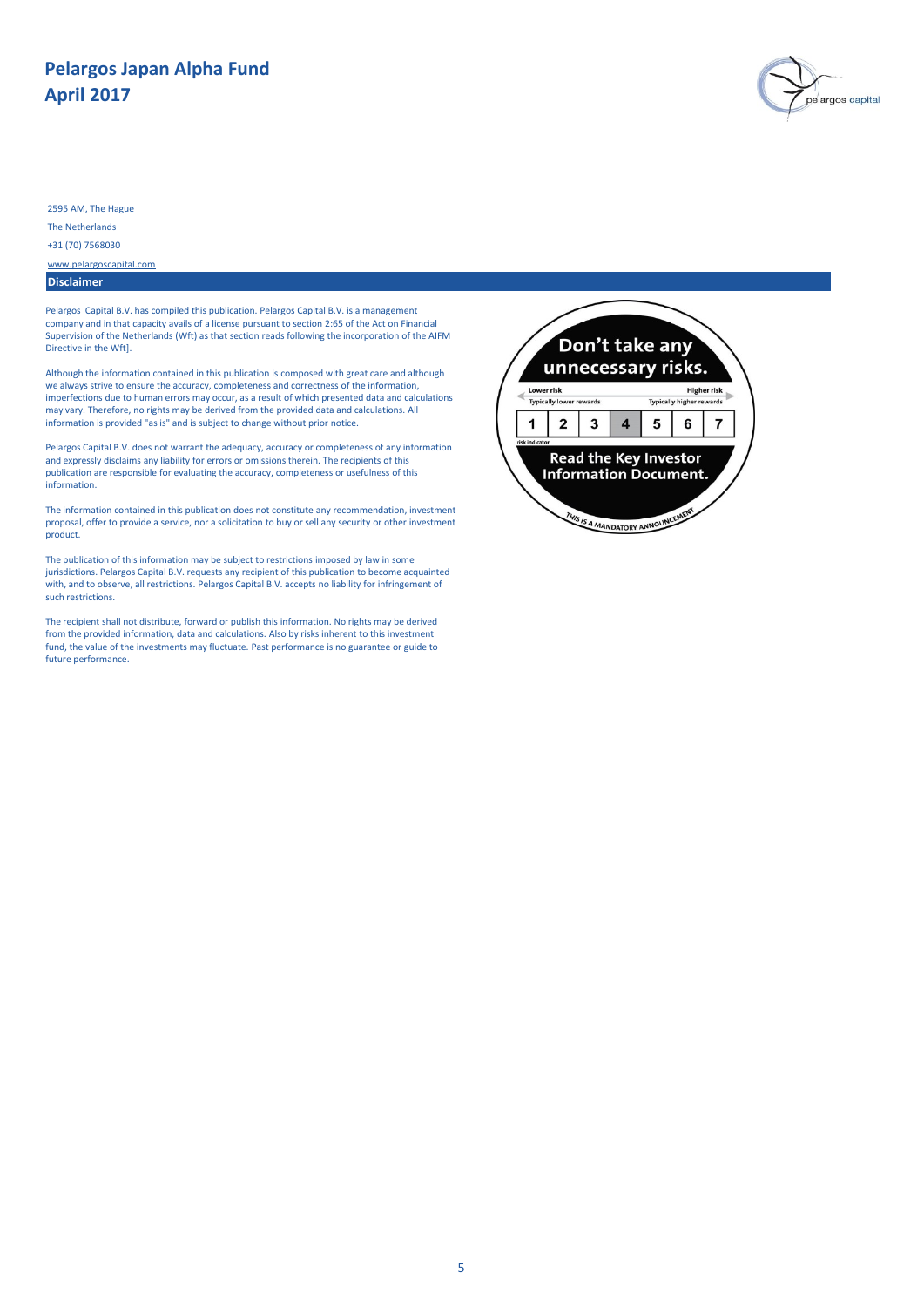# Pelargos Japan Alpha Fund
# April 2017

2595 AM, The Hague

The Netherlands

+31 (70) 7568030

www.pelargoscapital.com

## Disclaimer

Pelargos Capital B.V. has compiled this publication. Pelargos Capital B.V. is a management company and in that capacity avails of a license pursuant to section 2:65 of the Act on Financial Supervision of the Netherlands (Wft) as that section reads following the incorporation of the AIFM Directive in the Wft].

Although the information contained in this publication is composed with great care and although we always strive to ensure the accuracy, completeness and correctness of the information, imperfections due to human errors may occur, as a result of which presented data and calculations may vary. Therefore, no rights may be derived from the provided data and calculations. All information is provided "as is" and is subject to change without prior notice.

Pelargos Capital B.V. does not warrant the adequacy, accuracy or completeness of any information and expressly disclaims any liability for errors or omissions therein. The recipients of this publication are responsible for evaluating the accuracy, completeness or usefulness of this information.

The information contained in this publication does not constitute any recommendation, investment proposal, offer to provide a service, nor a solicitation to buy or sell any security or other investment product.

The publication of this information may be subject to restrictions imposed by law in some jurisdictions. Pelargos Capital B.V. requests any recipient of this publication to become acquainted with, and to observe, all restrictions. Pelargos Capital B.V. accepts no liability for infringement of such restrictions.

The recipient shall not distribute, forward or publish this information. No rights may be derived from the provided information, data and calculations. Also by risks inherent to this investment fund, the value of the investments may fluctuate. Past performance is no guarantee or guide to future performance.

Don't take any unnecessary risks.

Lower risk — Typically lower rewards

Higher risk — Typically higher rewards

1 2 3 4 5 6 7

risk indicator

Read the Key Investor Information Document.

THIS IS A MANDATORY ANNOUNCEMENT